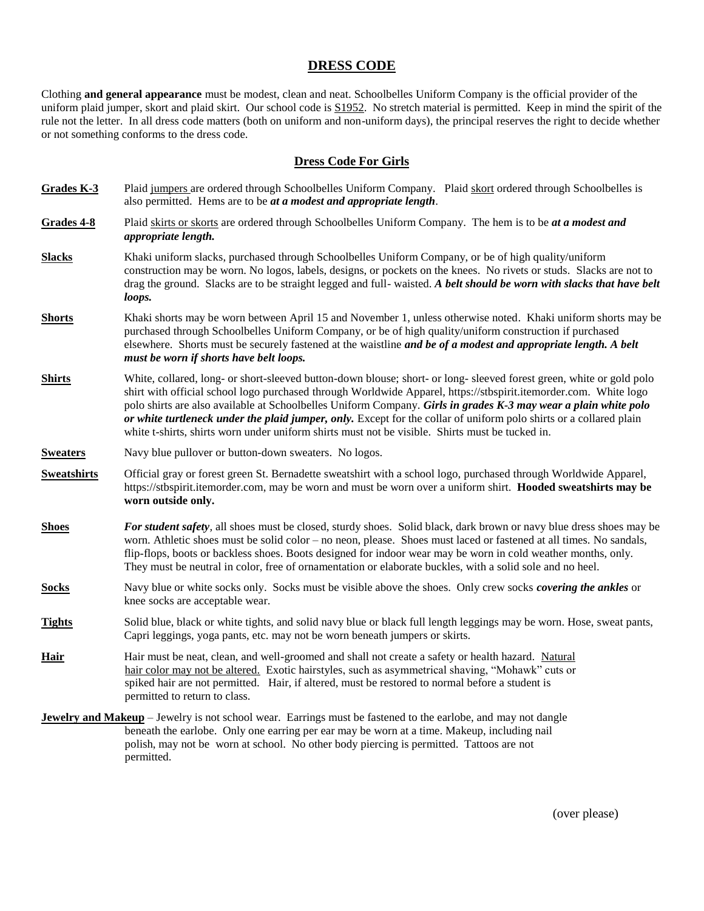# DRESS CODE

Clothing **and general appearance** must be modest, clean and neat. Schoolbelles Uniform Company is the official provider of the uniform plaid jumper, skort and plaid skirt. Our school code is S1952. No stretch material is permitted. Keep in mind the spirit of the rule not the letter. In all dress code matters (both on uniform and non-uniform days), the principal reserves the right to decide whether or not something conforms to the dress code.

## Dress Code For Girls

**Grades K-3** Plaid jumpers are ordered through Schoolbelles Uniform Company. Plaid skort ordered through Schoolbelles is also permitted. Hems are to be ***at a modest and appropriate length***.

**Grades 4-8** Plaid skirts or skorts are ordered through Schoolbelles Uniform Company. The hem is to be ***at a modest and appropriate length.***

**Slacks** Khaki uniform slacks, purchased through Schoolbelles Uniform Company, or be of high quality/uniform construction may be worn. No logos, labels, designs, or pockets on the knees. No rivets or studs. Slacks are not to drag the ground. Slacks are to be straight legged and full- waisted. ***A belt should be worn with slacks that have belt loops.***

**Shorts** Khaki shorts may be worn between April 15 and November 1, unless otherwise noted. Khaki uniform shorts may be purchased through Schoolbelles Uniform Company, or be of high quality/uniform construction if purchased elsewhere. Shorts must be securely fastened at the waistline ***and be of a modest and appropriate length. A belt must be worn if shorts have belt loops.***

**Shirts** White, collared, long- or short-sleeved button-down blouse; short- or long- sleeved forest green, white or gold polo shirt with official school logo purchased through Worldwide Apparel, https://stbspirit.itemorder.com. White logo polo shirts are also available at Schoolbelles Uniform Company. ***Girls in grades K-3 may wear a plain white polo or white turtleneck under the plaid jumper, only.*** Except for the collar of uniform polo shirts or a collared plain white t-shirts, shirts worn under uniform shirts must not be visible. Shirts must be tucked in.

**Sweaters** Navy blue pullover or button-down sweaters. No logos.

**Sweatshirts** Official gray or forest green St. Bernadette sweatshirt with a school logo, purchased through Worldwide Apparel, https://stbspirit.itemorder.com, may be worn and must be worn over a uniform shirt. **Hooded sweatshirts may be worn outside only.**

**Shoes** ***For student safety***, all shoes must be closed, sturdy shoes. Solid black, dark brown or navy blue dress shoes may be worn. Athletic shoes must be solid color – no neon, please. Shoes must laced or fastened at all times. No sandals, flip-flops, boots or backless shoes. Boots designed for indoor wear may be worn in cold weather months, only. They must be neutral in color, free of ornamentation or elaborate buckles, with a solid sole and no heel.

**Socks** Navy blue or white socks only. Socks must be visible above the shoes. Only crew socks ***covering the ankles*** or knee socks are acceptable wear.

**Tights** Solid blue, black or white tights, and solid navy blue or black full length leggings may be worn. Hose, sweat pants, Capri leggings, yoga pants, etc. may not be worn beneath jumpers or skirts.

**Hair** Hair must be neat, clean, and well-groomed and shall not create a safety or health hazard. Natural hair color may not be altered. Exotic hairstyles, such as asymmetrical shaving, "Mohawk" cuts or spiked hair are not permitted. Hair, if altered, must be restored to normal before a student is permitted to return to class.

**Jewelry and Makeup** – Jewelry is not school wear. Earrings must be fastened to the earlobe, and may not dangle beneath the earlobe. Only one earring per ear may be worn at a time. Makeup, including nail polish, may not be worn at school. No other body piercing is permitted. Tattoos are not permitted.

(over please)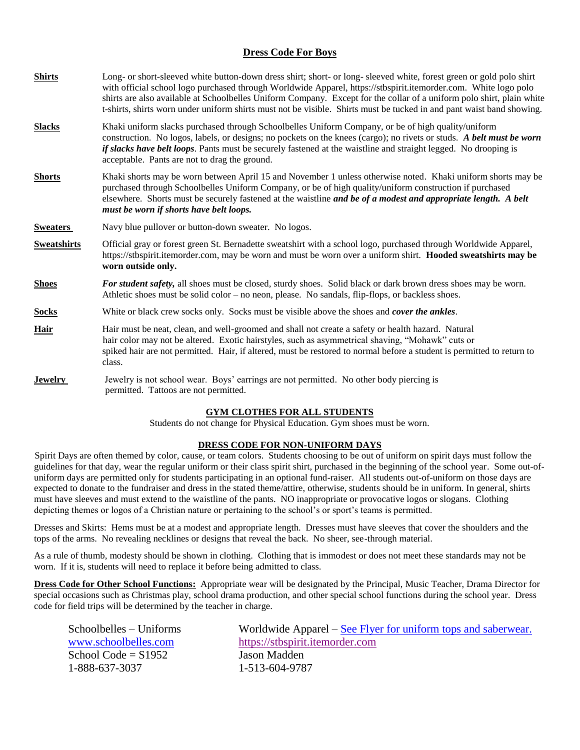## Dress Code For Boys

**Shirts** — Long- or short-sleeved white button-down dress shirt; short- or long- sleeved white, forest green or gold polo shirt with official school logo purchased through Worldwide Apparel, https://stbspirit.itemorder.com. White logo polo shirts are also available at Schoolbelles Uniform Company. Except for the collar of a uniform polo shirt, plain white t-shirts, shirts worn under uniform shirts must not be visible. Shirts must be tucked in and pant waist band showing.

**Slacks** — Khaki uniform slacks purchased through Schoolbelles Uniform Company, or be of high quality/uniform construction. No logos, labels, or designs; no pockets on the knees (cargo); no rivets or studs. ***A belt must be worn if slacks have belt loops***. Pants must be securely fastened at the waistline and straight legged. No drooping is acceptable. Pants are not to drag the ground.

**Shorts** — Khaki shorts may be worn between April 15 and November 1 unless otherwise noted. Khaki uniform shorts may be purchased through Schoolbelles Uniform Company, or be of high quality/uniform construction if purchased elsewhere. Shorts must be securely fastened at the waistline ***and be of a modest and appropriate length. A belt must be worn if shorts have belt loops.***

**Sweaters** — Navy blue pullover or button-down sweater. No logos.

**Sweatshirts** — Official gray or forest green St. Bernadette sweatshirt with a school logo, purchased through Worldwide Apparel, https://stbspirit.itemorder.com, may be worn and must be worn over a uniform shirt. **Hooded sweatshirts may be worn outside only.**

**Shoes** — ***For student safety,*** all shoes must be closed, sturdy shoes. Solid black or dark brown dress shoes may be worn. Athletic shoes must be solid color – no neon, please. No sandals, flip-flops, or backless shoes.

**Socks** — White or black crew socks only. Socks must be visible above the shoes and ***cover the ankles***.

**Hair** — Hair must be neat, clean, and well-groomed and shall not create a safety or health hazard. Natural hair color may not be altered. Exotic hairstyles, such as asymmetrical shaving, "Mohawk" cuts or spiked hair are not permitted. Hair, if altered, must be restored to normal before a student is permitted to return to class.

**Jewelry** — Jewelry is not school wear. Boys' earrings are not permitted. No other body piercing is permitted. Tattoos are not permitted.

### GYM CLOTHES FOR ALL STUDENTS

Students do not change for Physical Education. Gym shoes must be worn.

### DRESS CODE FOR NON-UNIFORM DAYS

Spirit Days are often themed by color, cause, or team colors. Students choosing to be out of uniform on spirit days must follow the guidelines for that day, wear the regular uniform or their class spirit shirt, purchased in the beginning of the school year. Some out-of-uniform days are permitted only for students participating in an optional fund-raiser. All students out-of-uniform on those days are expected to donate to the fundraiser and dress in the stated theme/attire, otherwise, students should be in uniform. In general, shirts must have sleeves and must extend to the waistline of the pants. NO inappropriate or provocative logos or slogans. Clothing depicting themes or logos of a Christian nature or pertaining to the school's or sport's teams is permitted.

Dresses and Skirts: Hems must be at a modest and appropriate length. Dresses must have sleeves that cover the shoulders and the tops of the arms. No revealing necklines or designs that reveal the back. No sheer, see-through material.

As a rule of thumb, modesty should be shown in clothing. Clothing that is immodest or does not meet these standards may not be worn. If it is, students will need to replace it before being admitted to class.

**Dress Code for Other School Functions:** Appropriate wear will be designated by the Principal, Music Teacher, Drama Director for special occasions such as Christmas play, school drama production, and other special school functions during the school year. Dress code for field trips will be determined by the teacher in charge.

Schoolbelles – Uniforms
www.schoolbelles.com
School Code = S1952
1-888-637-3037

Worldwide Apparel – See Flyer for uniform tops and saberwear.
https://stbspirit.itemorder.com
Jason Madden
1-513-604-9787